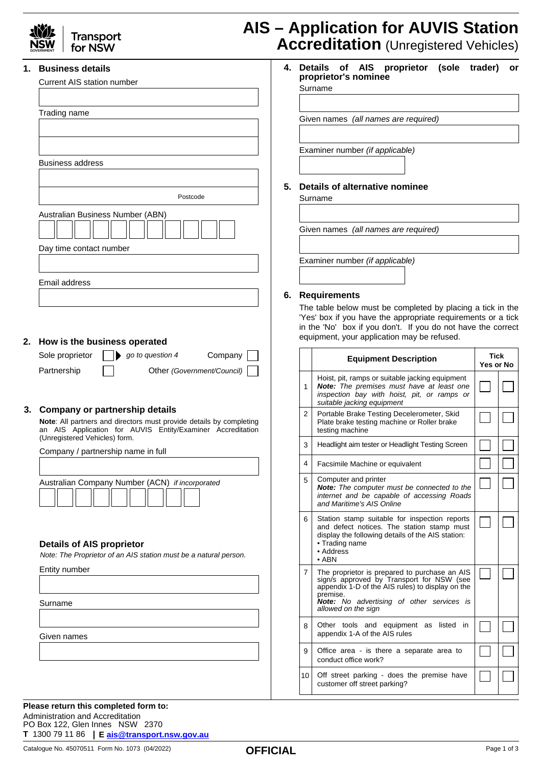# AIS – Application for AUVIS Station Accreditation (Unregistered Vehicles)

## 1. Business details

Current AIS station number

Trading name

Business address

Postcode

Australian Business Number (ABN)

Day time contact number

Email address

## 2. How is the business operated

Sole proprietor ☐ ▶ *go to question 4* Company ☐

Partnership ☐ Other *(Government/Council)* ☐

## 3. Company or partnership details

**Note**: All partners and directors must provide details by completing an AIS Application for AUVIS Entity/Examiner Accreditation (Unregistered Vehicles) form.

Company / partnership name in full

Australian Company Number (ACN) *if incorporated*

### Details of AIS proprietor

*Note: The Proprietor of an AIS station must be a natural person.*

Entity number

Surname

Given names

## 4. Details of AIS proprietor (sole trader) or proprietor's nominee

Surname

Given names *(all names are required)*

Examiner number *(if applicable)*

## 5. Details of alternative nominee

Surname

Given names *(all names are required)*

Examiner number *(if applicable)*

## 6. Requirements

The table below must be completed by placing a tick in the 'Yes' box if you have the appropriate requirements or a tick in the 'No' box if you don't. If you do not have the correct equipment, your application may be refused.

| | Equipment Description | Tick Yes | No |
|---|---|---|---|
| 1 | Hoist, pit, ramps or suitable jacking equipment ***Note:*** *The premises must have at least one inspection bay with hoist, pit, or ramps or suitable jacking equipment* | ☐ | ☐ |
| 2 | Portable Brake Testing Decelerometer, Skid Plate brake testing machine or Roller brake testing machine | ☐ | ☐ |
| 3 | Headlight aim tester or Headlight Testing Screen | ☐ | ☐ |
| 4 | Facsimile Machine or equivalent | ☐ | ☐ |
| 5 | Computer and printer ***Note:*** *The computer must be connected to the internet and be capable of accessing Roads and Maritime's AIS Online* | ☐ | ☐ |
| 6 | Station stamp suitable for inspection reports and defect notices. The station stamp must display the following details of the AIS station: • Trading name • Address • ABN | ☐ | ☐ |
| 7 | The proprietor is prepared to purchase an AIS sign/s approved by Transport for NSW (see appendix 1-D of the AIS rules) to display on the premise. ***Note:*** *No advertising of other services is allowed on the sign* | ☐ | ☐ |
| 8 | Other tools and equipment as listed in appendix 1-A of the AIS rules | ☐ | ☐ |
| 9 | Office area - is there a separate area to conduct office work? | ☐ | ☐ |
| 10 | Off street parking - does the premise have customer off street parking? | ☐ | ☐ |

**Please return this completed form to:**
Administration and Accreditation
PO Box 122, Glen Innes NSW 2370
**T** 1300 79 11 86 | **E** ais@transport.nsw.gov.au

Catalogue No. 45070511 Form No. 1073 (04/2022)

**OFFICIAL**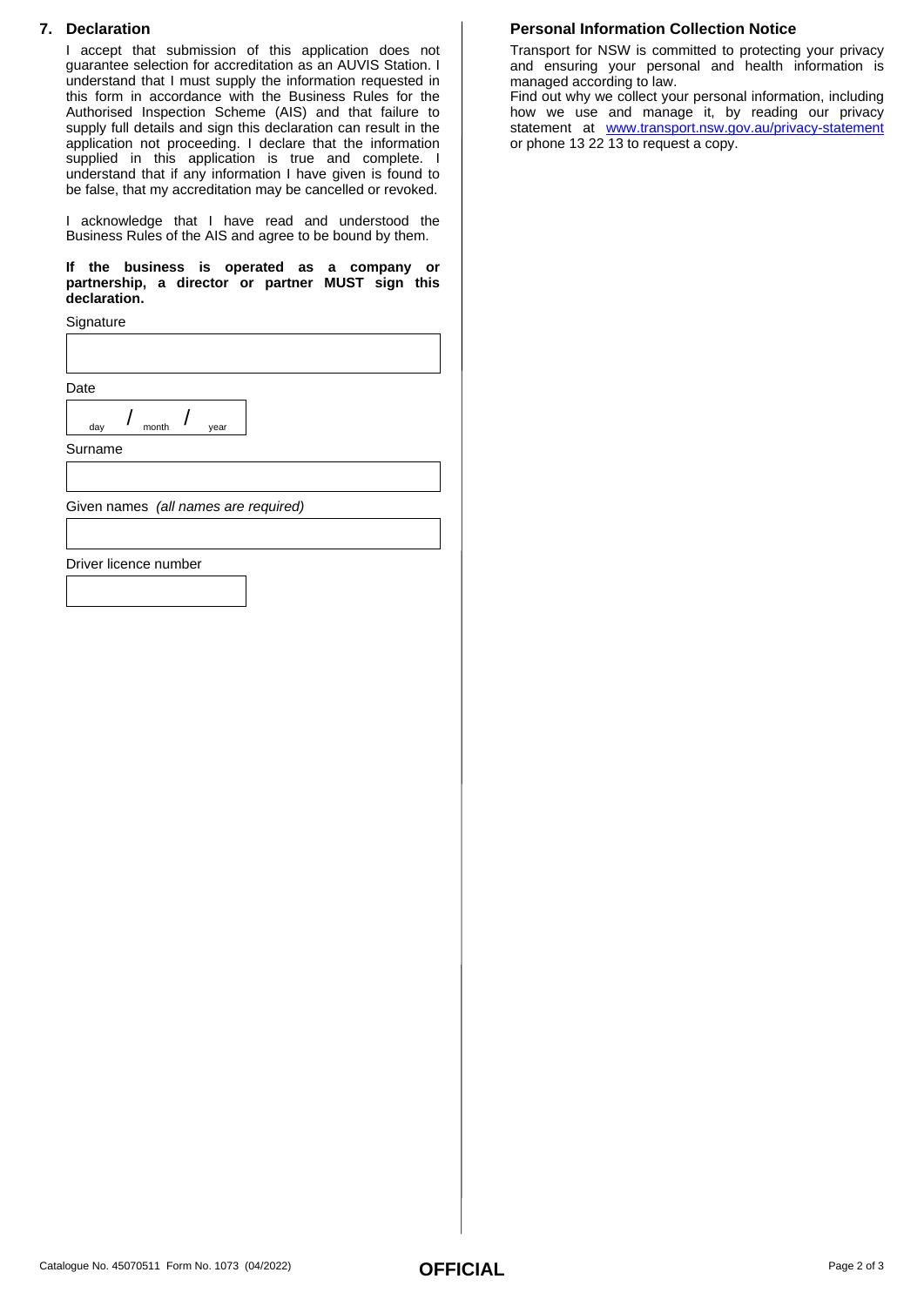## 7. Declaration

I accept that submission of this application does not guarantee selection for accreditation as an AUVIS Station. I understand that I must supply the information requested in this form in accordance with the Business Rules for the Authorised Inspection Scheme (AIS) and that failure to supply full details and sign this declaration can result in the application not proceeding. I declare that the information supplied in this application is true and complete. I understand that if any information I have given is found to be false, that my accreditation may be cancelled or revoked.

I acknowledge that I have read and understood the Business Rules of the AIS and agree to be bound by them.

**If the business is operated as a company or partnership, a director or partner MUST sign this declaration.**

Signature

Date

day / month / year

Surname

Given names *(all names are required)*

Driver licence number

## Personal Information Collection Notice

Transport for NSW is committed to protecting your privacy and ensuring your personal and health information is managed according to law.
Find out why we collect your personal information, including how we use and manage it, by reading our privacy statement at www.transport.nsw.gov.au/privacy-statement or phone 13 22 13 to request a copy.

Catalogue No. 45070511 Form No. 1073 (04/2022)

**OFFICIAL**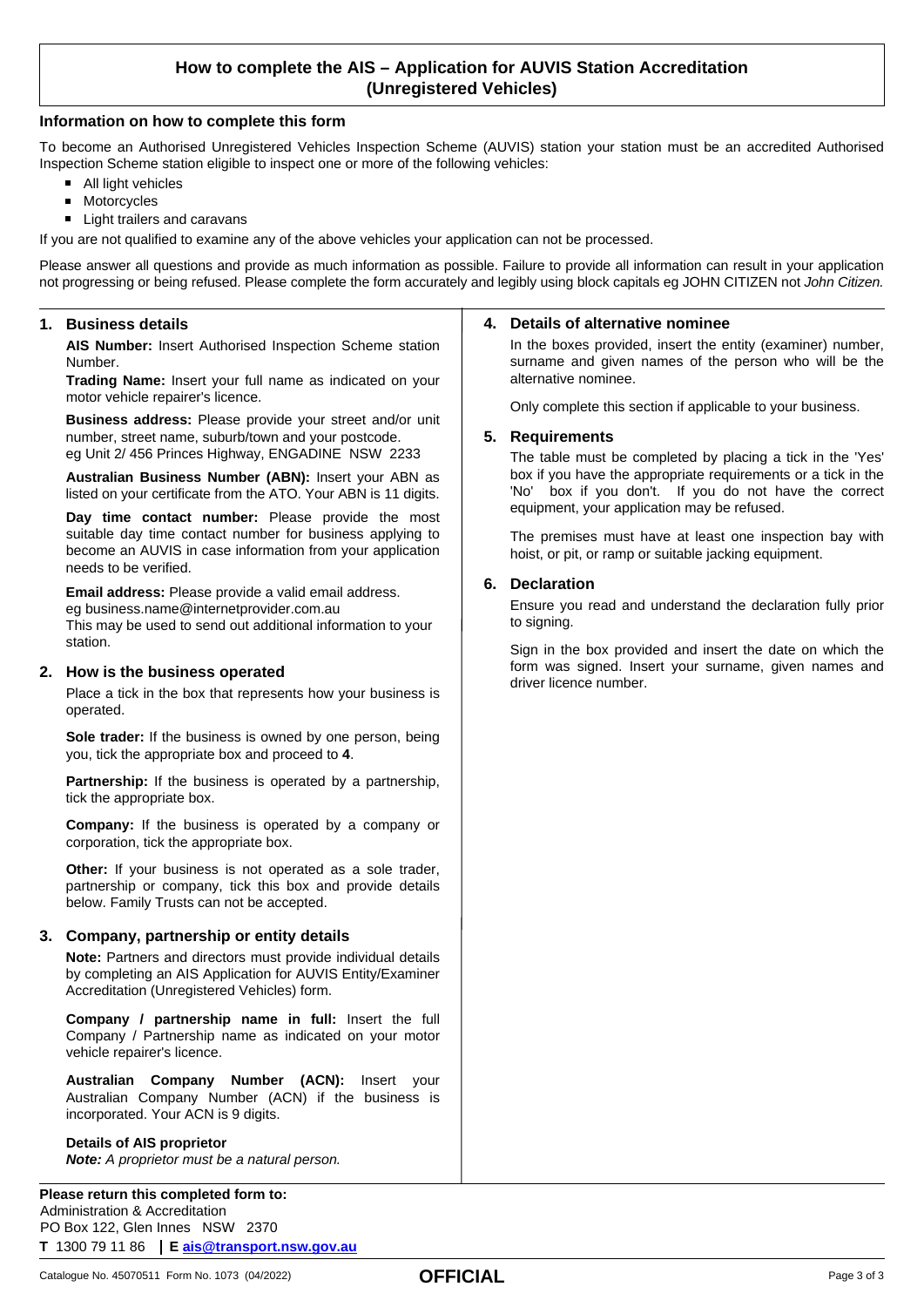# How to complete the AIS – Application for AUVIS Station Accreditation (Unregistered Vehicles)

## Information on how to complete this form

To become an Authorised Unregistered Vehicles Inspection Scheme (AUVIS) station your station must be an accredited Authorised Inspection Scheme station eligible to inspect one or more of the following vehicles:

- All light vehicles
- Motorcycles
- Light trailers and caravans

If you are not qualified to examine any of the above vehicles your application can not be processed.

Please answer all questions and provide as much information as possible. Failure to provide all information can result in your application not progressing or being refused. Please complete the form accurately and legibly using block capitals eg JOHN CITIZEN not *John Citizen.*

### 1. Business details

**AIS Number:** Insert Authorised Inspection Scheme station Number.

**Trading Name:** Insert your full name as indicated on your motor vehicle repairer's licence.

**Business address:** Please provide your street and/or unit number, street name, suburb/town and your postcode. eg Unit 2/ 456 Princes Highway, ENGADINE NSW 2233

**Australian Business Number (ABN):** Insert your ABN as listed on your certificate from the ATO. Your ABN is 11 digits.

**Day time contact number:** Please provide the most suitable day time contact number for business applying to become an AUVIS in case information from your application needs to be verified.

**Email address:** Please provide a valid email address. eg business.name@internetprovider.com.au
This may be used to send out additional information to your station.

### 2. How is the business operated

Place a tick in the box that represents how your business is operated.

**Sole trader:** If the business is owned by one person, being you, tick the appropriate box and proceed to **4**.

**Partnership:** If the business is operated by a partnership, tick the appropriate box.

**Company:** If the business is operated by a company or corporation, tick the appropriate box.

**Other:** If your business is not operated as a sole trader, partnership or company, tick this box and provide details below. Family Trusts can not be accepted.

### 3. Company, partnership or entity details

**Note:** Partners and directors must provide individual details by completing an AIS Application for AUVIS Entity/Examiner Accreditation (Unregistered Vehicles) form.

**Company / partnership name in full:** Insert the full Company / Partnership name as indicated on your motor vehicle repairer's licence.

**Australian Company Number (ACN):** Insert your Australian Company Number (ACN) if the business is incorporated. Your ACN is 9 digits.

**Details of AIS proprietor**
***Note:** A proprietor must be a natural person.*

### 4. Details of alternative nominee

In the boxes provided, insert the entity (examiner) number, surname and given names of the person who will be the alternative nominee.

Only complete this section if applicable to your business.

### 5. Requirements

The table must be completed by placing a tick in the 'Yes' box if you have the appropriate requirements or a tick in the 'No' box if you don't. If you do not have the correct equipment, your application may be refused.

The premises must have at least one inspection bay with hoist, or pit, or ramp or suitable jacking equipment.

### 6. Declaration

Ensure you read and understand the declaration fully prior to signing.

Sign in the box provided and insert the date on which the form was signed. Insert your surname, given names and driver licence number.

**Please return this completed form to:**
Administration & Accreditation
PO Box 122, Glen Innes NSW 2370
**T** 1300 79 11 86 | **E** ais@transport.nsw.gov.au

Catalogue No. 45070511 Form No. 1073 (04/2022)

**OFFICIAL**